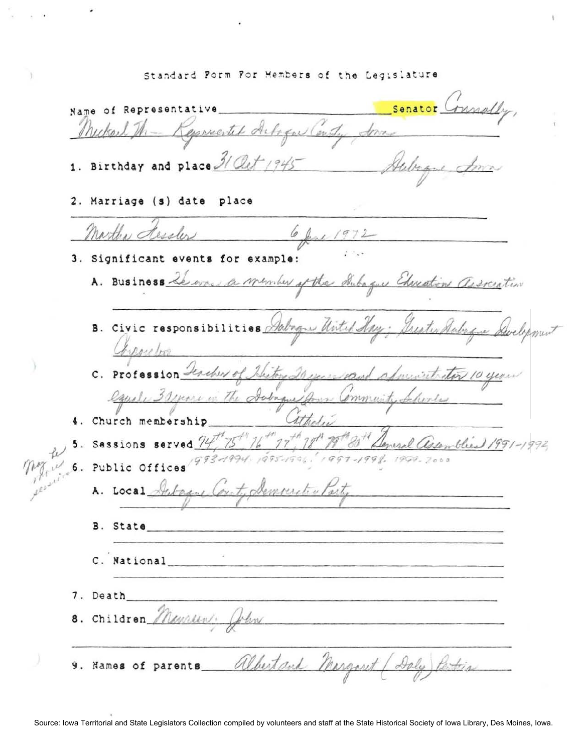Standard Form For Members of the Legislature

Name of Representative ______ Senator Connolly, Michael W. — Represented Dubuque County, Iowa

1. Birthday and place 31 Oct 1945 Dubuque Iowa

2. Marriage (s) date place

Martha Hessler 6 June 1972

3. Significant events for example:

   A. Business He was a member of the Dubuque Education Association

   B. Civic responsibilities Dubuque United Way; Greater Dubuque Development Corporation

   C. Profession Teacher of History 20 years and administrator 10 years equals 30 years in the Dubuque Iowa Community Schools

4. Church membership Catholic

5. Sessions served 74th 75th 76th 77th 78th 79th 80th General Assemblies 1991-1992, 1993-1994, 1995-1996, 1997-1998, 1999-2000

May be other sessions

6. Public Offices

   A. Local Dubuque County Democratic Party

   B. State

   C. National

7. Death

8. Children Maureen; John

9. Names of parents Albert and Margaret (Daly) Puttin

Source: Iowa Territorial and State Legislators Collection compiled by volunteers and staff at the State Historical Society of Iowa Library, Des Moines, Iowa.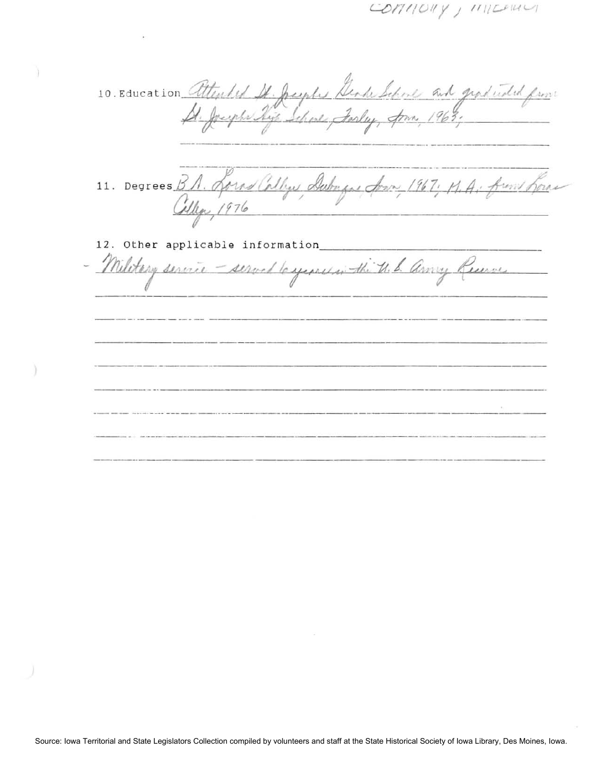10. Education Attended St. Joseph's Grade School and graduated from St. Joseph's High School, Farley, Iowa, 1963;

11. Degrees B.A. Loras College, Dubuque, Iowa, 1967; M.A. from Loras College, 1976

12. Other applicable information

- Military service – served 6 years in the U.S. Army Reserve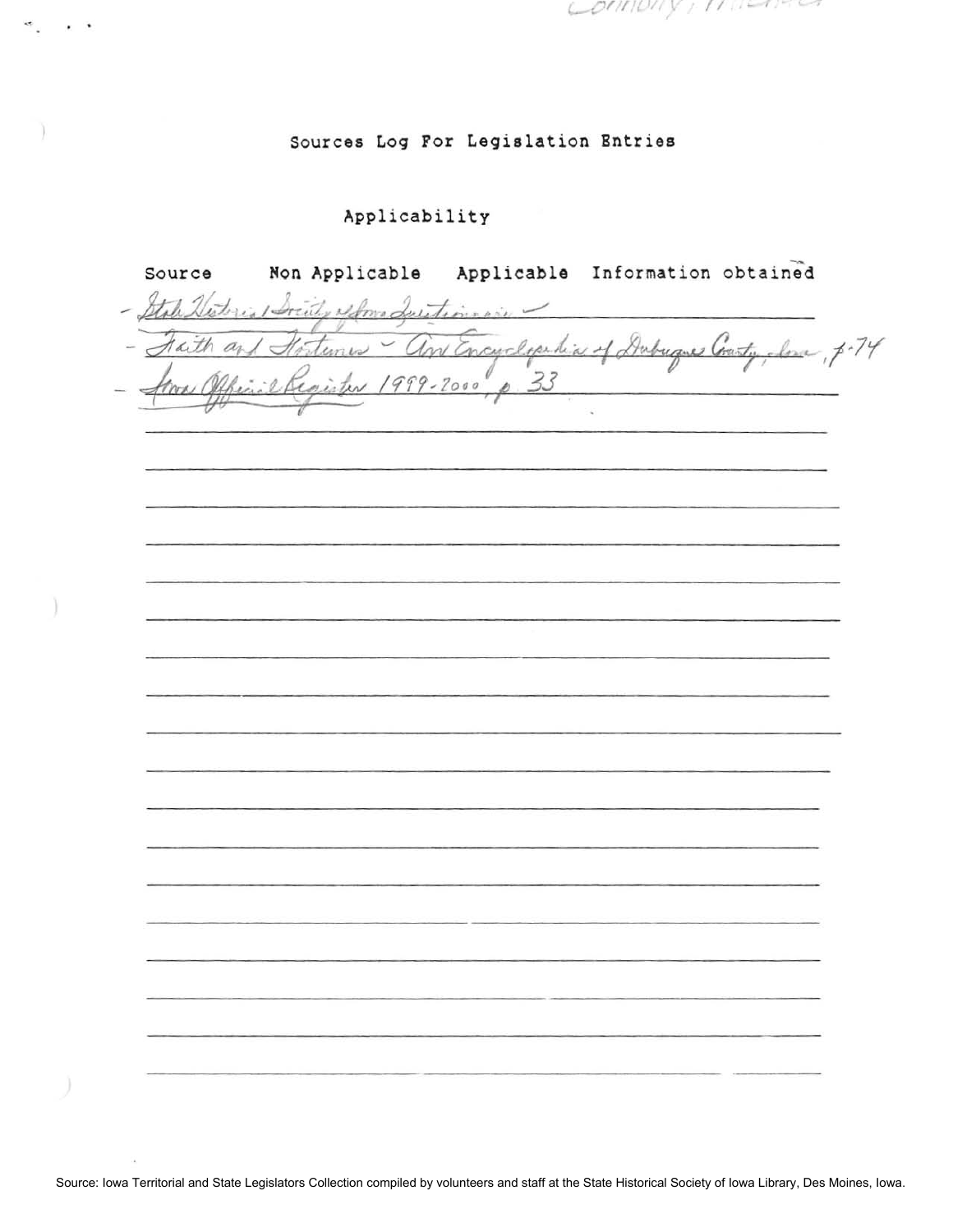# Sources Log For Legislation Entries

## Applicability

| Source | Non Applicable | Applicable | Information obtained |
|---|---|---|---|

- State Historical Society of Iowa Questionnaire –
- Faith and Fortunes – An Encyclopedia of Dubuque County, Iowa, p.74
- Iowa Official Register 1999-2000, p. 33

Source: Iowa Territorial and State Legislators Collection compiled by volunteers and staff at the State Historical Society of Iowa Library, Des Moines, Iowa.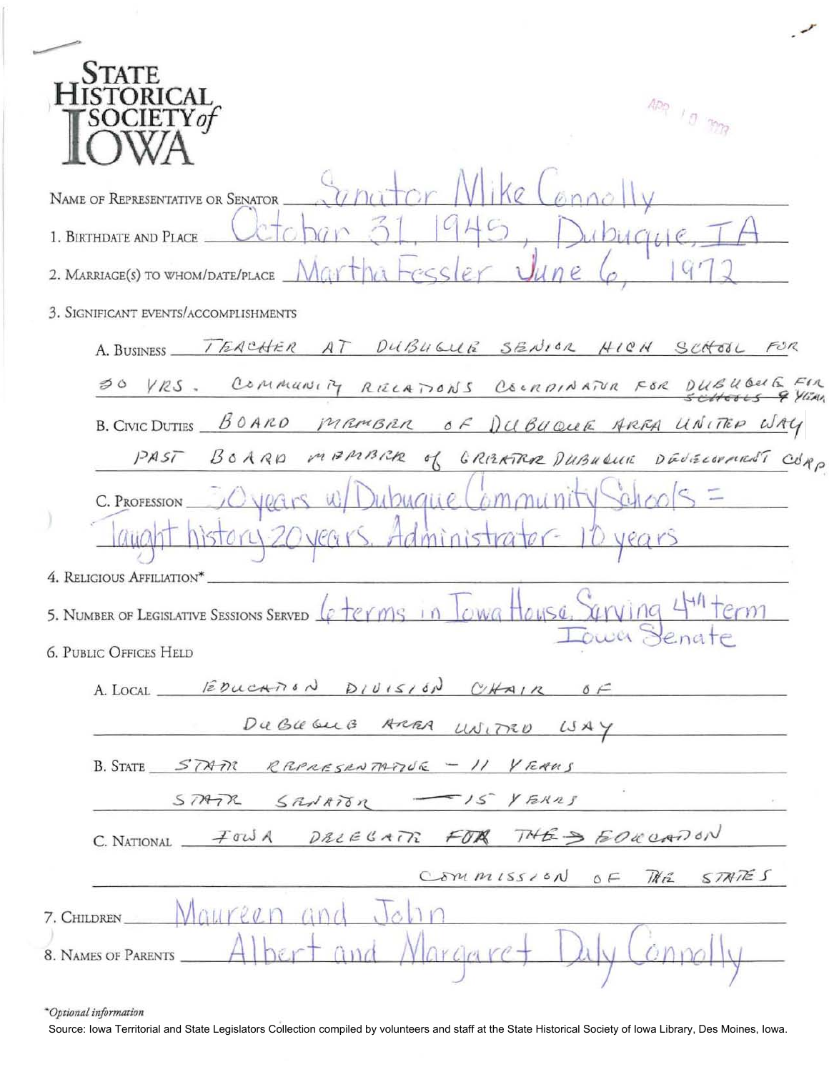# STATE HISTORICAL SOCIETY of IOWA

APR 10 2003

NAME OF REPRESENTATIVE OR SENATOR Senator Mike Connolly

1. BIRTHDATE AND PLACE October 31, 1945, Dubuque, IA

2. MARRIAGE(S) TO WHOM/DATE/PLACE Martha Fessler June 6, 1972

3. SIGNIFICANT EVENTS/ACCOMPLISHMENTS

A. BUSINESS TEACHER AT DUBUQUE SENIOR HIGH SCHOOL FOR 30 YRS. COMMUNITY RELATIONS COORDINATOR FOR DUBUQUE ~~SCHOOLS~~ FOR 9 YEARS

B. CIVIC DUTIES BOARD MEMBER OF DUBUQUE AREA UNITED WAY PAST BOARD MEMBER of GREATER DUBUQUE DEVELOPMENT CORP.

C. PROFESSION 30 years w/ Dubuque Community Schools = Taught history 20 years. Administrator - 10 years

4. RELIGIOUS AFFILIATION*

5. NUMBER OF LEGISLATIVE SESSIONS SERVED 6 terms in Iowa House. Serving 4th term Iowa Senate

6. PUBLIC OFFICES HELD

A. LOCAL EDUCATION DIVISION CHAIR OF DUBUQUE AREA UNITED WAY

B. STATE STATE REPRESENTATIVE - 11 YEARS STATE SENATOR - 15 YEARS

C. NATIONAL IOWA DELEGATE FOR THE EDUCATION COMMISSION OF THE STATES

7. CHILDREN Maureen and John

8. NAMES OF PARENTS Albert and Margaret Daly Connolly

*Optional information

Source: Iowa Territorial and State Legislators Collection compiled by volunteers and staff at the State Historical Society of Iowa Library, Des Moines, Iowa.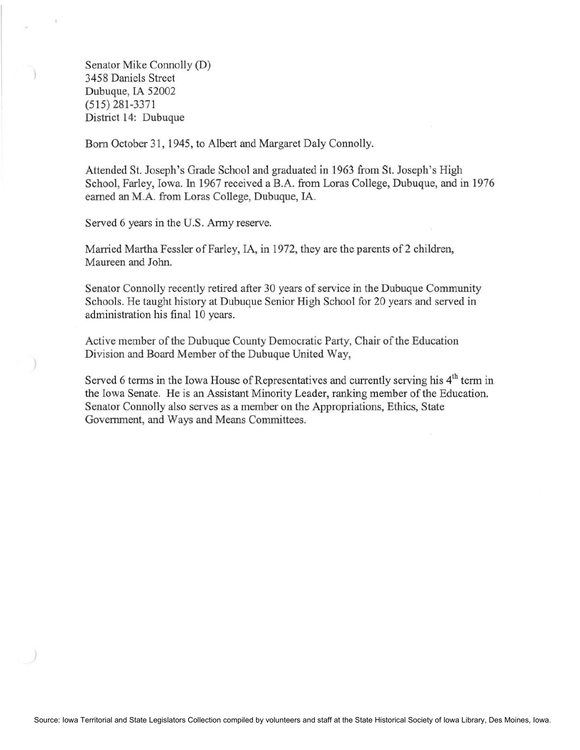Senator Mike Connolly (D)
3458 Daniels Street
Dubuque, IA 52002
(515) 281-3371
District 14: Dubuque

Born October 31, 1945, to Albert and Margaret Daly Connolly.

Attended St. Joseph's Grade School and graduated in 1963 from St. Joseph's High School, Farley, Iowa. In 1967 received a B.A. from Loras College, Dubuque, and in 1976 earned an M.A. from Loras College, Dubuque, IA.

Served 6 years in the U.S. Army reserve.

Married Martha Fessler of Farley, IA, in 1972, they are the parents of 2 children, Maureen and John.

Senator Connolly recently retired after 30 years of service in the Dubuque Community Schools. He taught history at Dubuque Senior High School for 20 years and served in administration his final 10 years.

Active member of the Dubuque County Democratic Party, Chair of the Education Division and Board Member of the Dubuque United Way,

Served 6 terms in the Iowa House of Representatives and currently serving his 4th term in the Iowa Senate. He is an Assistant Minority Leader, ranking member of the Education. Senator Connolly also serves as a member on the Appropriations, Ethics, State Government, and Ways and Means Committees.

Source: Iowa Territorial and State Legislators Collection compiled by volunteers and staff at the State Historical Society of Iowa Library, Des Moines, Iowa.